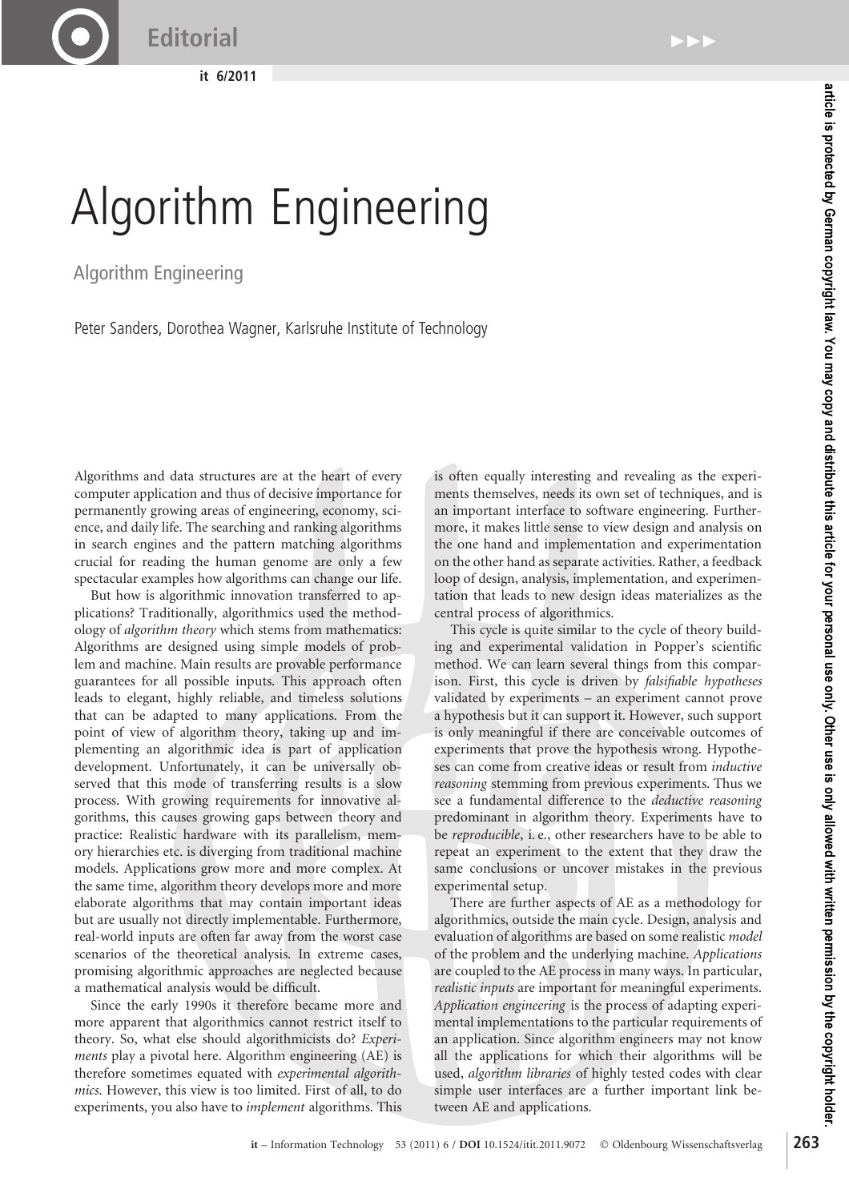# Algorithm Engineering

## Algorithm Engineering

Peter Sanders, Dorothea Wagner, Karlsruhe Institute of Technology

Algorithms and data structures are at the heart of every computer application and thus of decisive importance for permanently growing areas of engineering, economy, science, and daily life. The searching and ranking algorithms in search engines and the pattern matching algorithms crucial for reading the human genome are only a few spectacular examples how algorithms can change our life.

But how is algorithmic innovation transferred to applications? Traditionally, algorithmics used the methodology of *algorithm theory* which stems from mathematics: Algorithms are designed using simple models of problem and machine. Main results are provable performance guarantees for all possible inputs. This approach often leads to elegant, highly reliable, and timeless solutions that can be adapted to many applications. From the point of view of algorithm theory, taking up and implementing an algorithmic idea is part of application development. Unfortunately, it can be universally observed that this mode of transferring results is a slow process. With growing requirements for innovative algorithms, this causes growing gaps between theory and practice: Realistic hardware with its parallelism, memory hierarchies etc. is diverging from traditional machine models. Applications grow more and more complex. At the same time, algorithm theory develops more and more elaborate algorithms that may contain important ideas but are usually not directly implementable. Furthermore, real-world inputs are often far away from the worst case scenarios of the theoretical analysis. In extreme cases, promising algorithmic approaches are neglected because a mathematical analysis would be difficult.

Since the early 1990s it therefore became more and more apparent that algorithmics cannot restrict itself to theory. So, what else should algorithmicists do? *Experiments* play a pivotal here. Algorithm engineering (AE) is therefore sometimes equated with *experimental algorithmics*. However, this view is too limited. First of all, to do experiments, you also have to *implement* algorithms. This is often equally interesting and revealing as the experiments themselves, needs its own set of techniques, and is an important interface to software engineering. Furthermore, it makes little sense to view design and analysis on the one hand and implementation and experimentation on the other hand as separate activities. Rather, a feedback loop of design, analysis, implementation, and experimentation that leads to new design ideas materializes as the central process of algorithmics.

This cycle is quite similar to the cycle of theory building and experimental validation in Popper's scientific method. We can learn several things from this comparison. First, this cycle is driven by *falsifiable hypotheses* validated by experiments – an experiment cannot prove a hypothesis but it can support it. However, such support is only meaningful if there are conceivable outcomes of experiments that prove the hypothesis wrong. Hypotheses can come from creative ideas or result from *inductive reasoning* stemming from previous experiments. Thus we see a fundamental difference to the *deductive reasoning* predominant in algorithm theory. Experiments have to be *reproducible*, i. e., other researchers have to be able to repeat an experiment to the extent that they draw the same conclusions or uncover mistakes in the previous experimental setup.

There are further aspects of AE as a methodology for algorithmics, outside the main cycle. Design, analysis and evaluation of algorithms are based on some realistic *model* of the problem and the underlying machine. *Applications* are coupled to the AE process in many ways. In particular, *realistic inputs* are important for meaningful experiments. *Application engineering* is the process of adapting experimental implementations to the particular requirements of an application. Since algorithm engineers may not know all the applications for which their algorithms will be used, *algorithm libraries* of highly tested codes with clear simple user interfaces are a further important link between AE and applications.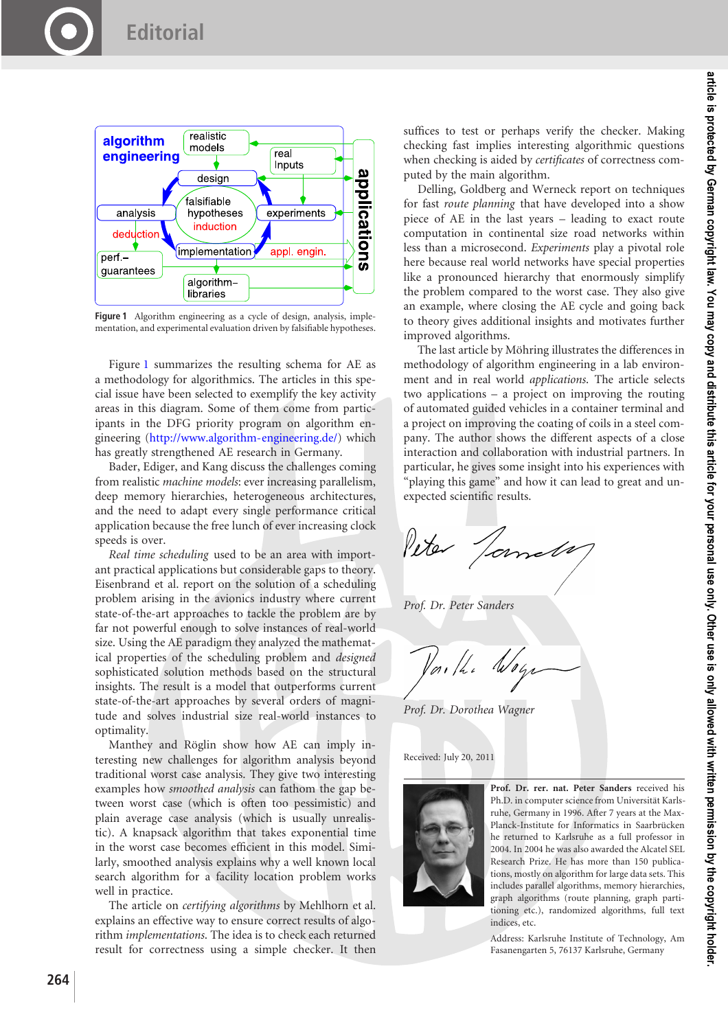Figure 1 Algorithm engineering as a cycle of design, analysis, implementation, and experimental evaluation driven by falsifiable hypotheses.

Figure 1 summarizes the resulting schema for AE as a methodology for algorithmics. The articles in this special issue have been selected to exemplify the key activity areas in this diagram. Some of them come from participants in the DFG priority program on algorithm engineering (http://www.algorithm-engineering.de/) which has greatly strengthened AE research in Germany.

Bader, Ediger, and Kang discuss the challenges coming from realistic *machine models*: ever increasing parallelism, deep memory hierarchies, heterogeneous architectures, and the need to adapt every single performance critical application because the free lunch of ever increasing clock speeds is over.

*Real time scheduling* used to be an area with important practical applications but considerable gaps to theory. Eisenbrand et al. report on the solution of a scheduling problem arising in the avionics industry where current state-of-the-art approaches to tackle the problem are by far not powerful enough to solve instances of real-world size. Using the AE paradigm they analyzed the mathematical properties of the scheduling problem and *designed* sophisticated solution methods based on the structural insights. The result is a model that outperforms current state-of-the-art approaches by several orders of magnitude and solves industrial size real-world instances to optimality.

Manthey and Röglin show how AE can imply interesting new challenges for algorithm analysis beyond traditional worst case analysis. They give two interesting examples how *smoothed analysis* can fathom the gap between worst case (which is often too pessimistic) and plain average case analysis (which is usually unrealistic). A knapsack algorithm that takes exponential time in the worst case becomes efficient in this model. Similarly, smoothed analysis explains why a well known local search algorithm for a facility location problem works well in practice.

The article on *certifying algorithms* by Mehlhorn et al. explains an effective way to ensure correct results of algorithm *implementations*. The idea is to check each returned result for correctness using a simple checker. It then suffices to test or perhaps verify the checker. Making checking fast implies interesting algorithmic questions when checking is aided by *certificates* of correctness computed by the main algorithm.

Delling, Goldberg and Werneck report on techniques for fast *route planning* that have developed into a show piece of AE in the last years – leading to exact route computation in continental size road networks within less than a microsecond. *Experiments* play a pivotal role here because real world networks have special properties like a pronounced hierarchy that enormously simplify the problem compared to the worst case. They also give an example, where closing the AE cycle and going back to theory gives additional insights and motivates further improved algorithms.

The last article by Möhring illustrates the differences in methodology of algorithm engineering in a lab environment and in real world *applications*. The article selects two applications – a project on improving the routing of automated guided vehicles in a container terminal and a project on improving the coating of coils in a steel company. The author shows the different aspects of a close interaction and collaboration with industrial partners. In particular, he gives some insight into his experiences with "playing this game" and how it can lead to great and unexpected scientific results.

*Prof. Dr. Peter Sanders*

*Prof. Dr. Dorothea Wagner*

Received: July 20, 2011

**Prof. Dr. rer. nat. Peter Sanders** received his Ph.D. in computer science from Universität Karlsruhe, Germany in 1996. After 7 years at the Max-Planck-Institute for Informatics in Saarbrücken he returned to Karlsruhe as a full professor in 2004. In 2004 he was also awarded the Alcatel SEL Research Prize. He has more than 150 publications, mostly on algorithm for large data sets. This includes parallel algorithms, memory hierarchies, graph algorithms (route planning, graph partitioning etc.), randomized algorithms, full text indices, etc.

Address: Karlsruhe Institute of Technology, Am Fasanengarten 5, 76137 Karlsruhe, Germany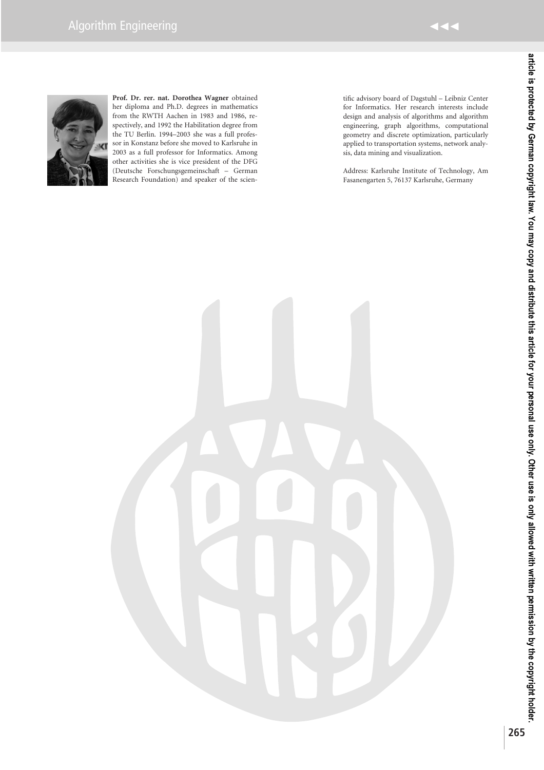**Prof. Dr. rer. nat. Dorothea Wagner** obtained her diploma and Ph.D. degrees in mathematics from the RWTH Aachen in 1983 and 1986, respectively, and 1992 the Habilitation degree from the TU Berlin. 1994–2003 she was a full professor in Konstanz before she moved to Karlsruhe in 2003 as a full professor for Informatics. Among other activities she is vice president of the DFG (Deutsche Forschungsgemeinschaft – German Research Foundation) and speaker of the scientific advisory board of Dagstuhl – Leibniz Center for Informatics. Her research interests include design and analysis of algorithms and algorithm engineering, graph algorithms, computational geometry and discrete optimization, particularly applied to transportation systems, network analysis, data mining and visualization.

Address: Karlsruhe Institute of Technology, Am Fasanengarten 5, 76137 Karlsruhe, Germany